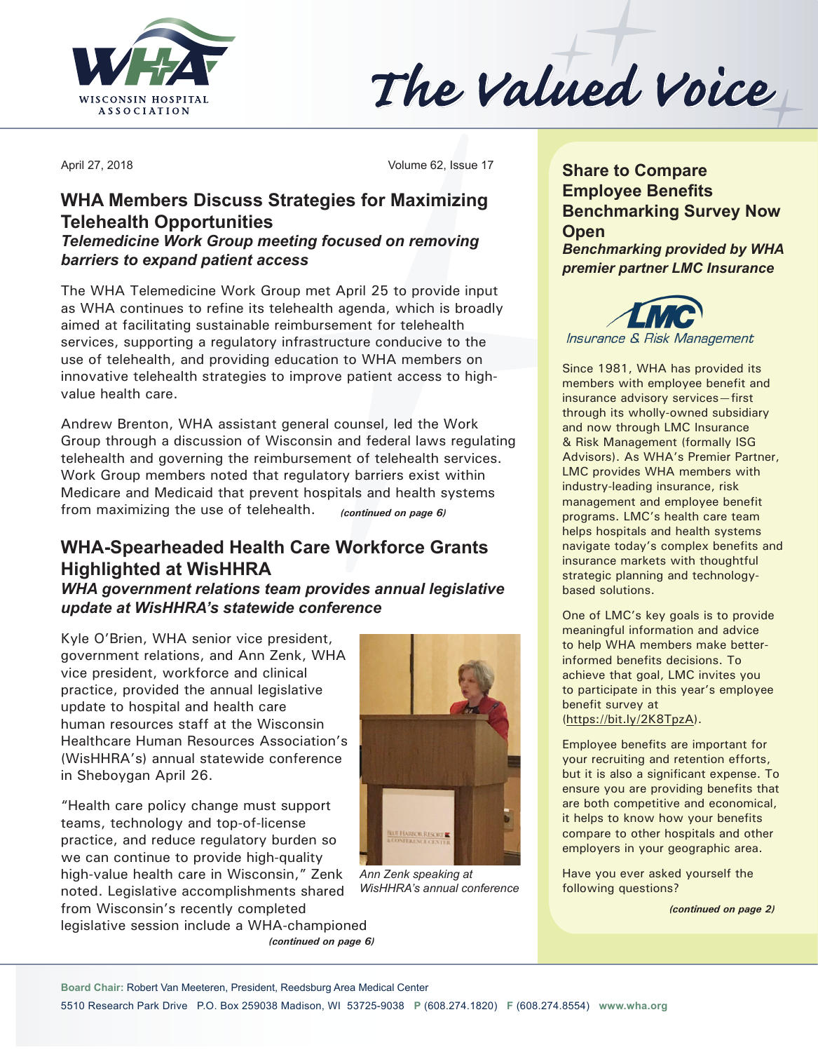# The Valued Voice

April 27, 2018 Volume 62, Issue 17

## WHA Members Discuss Strategies for Maximizing Telehealth Opportunities

### *Telemedicine Work Group meeting focused on removing barriers to expand patient access*

The WHA Telemedicine Work Group met April 25 to provide input as WHA continues to refine its telehealth agenda, which is broadly aimed at facilitating sustainable reimbursement for telehealth services, supporting a regulatory infrastructure conducive to the use of telehealth, and providing education to WHA members on innovative telehealth strategies to improve patient access to high-value health care.

Andrew Brenton, WHA assistant general counsel, led the Work Group through a discussion of Wisconsin and federal laws regulating telehealth and governing the reimbursement of telehealth services. Work Group members noted that regulatory barriers exist within Medicare and Medicaid that prevent hospitals and health systems from maximizing the use of telehealth. ***(continued on page 6)***

## WHA-Spearheaded Health Care Workforce Grants Highlighted at WisHHRA

### *WHA government relations team provides annual legislative update at WisHHRA's statewide conference*

Kyle O'Brien, WHA senior vice president, government relations, and Ann Zenk, WHA vice president, workforce and clinical practice, provided the annual legislative update to hospital and health care human resources staff at the Wisconsin Healthcare Human Resources Association's (WisHHRA's) annual statewide conference in Sheboygan April 26.

"Health care policy change must support teams, technology and top-of-license practice, and reduce regulatory burden so we can continue to provide high-quality high-value health care in Wisconsin," Zenk noted. Legislative accomplishments shared from Wisconsin's recently completed legislative session include a WHA-championed ***(continued on page 6)***

*Ann Zenk speaking at WisHHRA's annual conference*

## Share to Compare Employee Benefits Benchmarking Survey Now Open

### *Benchmarking provided by WHA premier partner LMC Insurance*

LMC Insurance & Risk Management

Since 1981, WHA has provided its members with employee benefit and insurance advisory services—first through its wholly-owned subsidiary and now through LMC Insurance & Risk Management (formally ISG Advisors). As WHA's Premier Partner, LMC provides WHA members with industry-leading insurance, risk management and employee benefit programs. LMC's health care team helps hospitals and health systems navigate today's complex benefits and insurance markets with thoughtful strategic planning and technology-based solutions.

One of LMC's key goals is to provide meaningful information and advice to help WHA members make better-informed benefits decisions. To achieve that goal, LMC invites you to participate in this year's employee benefit survey at (https://bit.ly/2K8TpzA).

Employee benefits are important for your recruiting and retention efforts, but it is also a significant expense. To ensure you are providing benefits that are both competitive and economical, it helps to know how your benefits compare to other hospitals and other employers in your geographic area.

Have you ever asked yourself the following questions?

***(continued on page 2)***

**Board Chair:** Robert Van Meeteren, President, Reedsburg Area Medical Center

5510 Research Park Drive P.O. Box 259038 Madison, WI 53725-9038 **P** (608.274.1820) **F** (608.274.8554) **www.wha.org**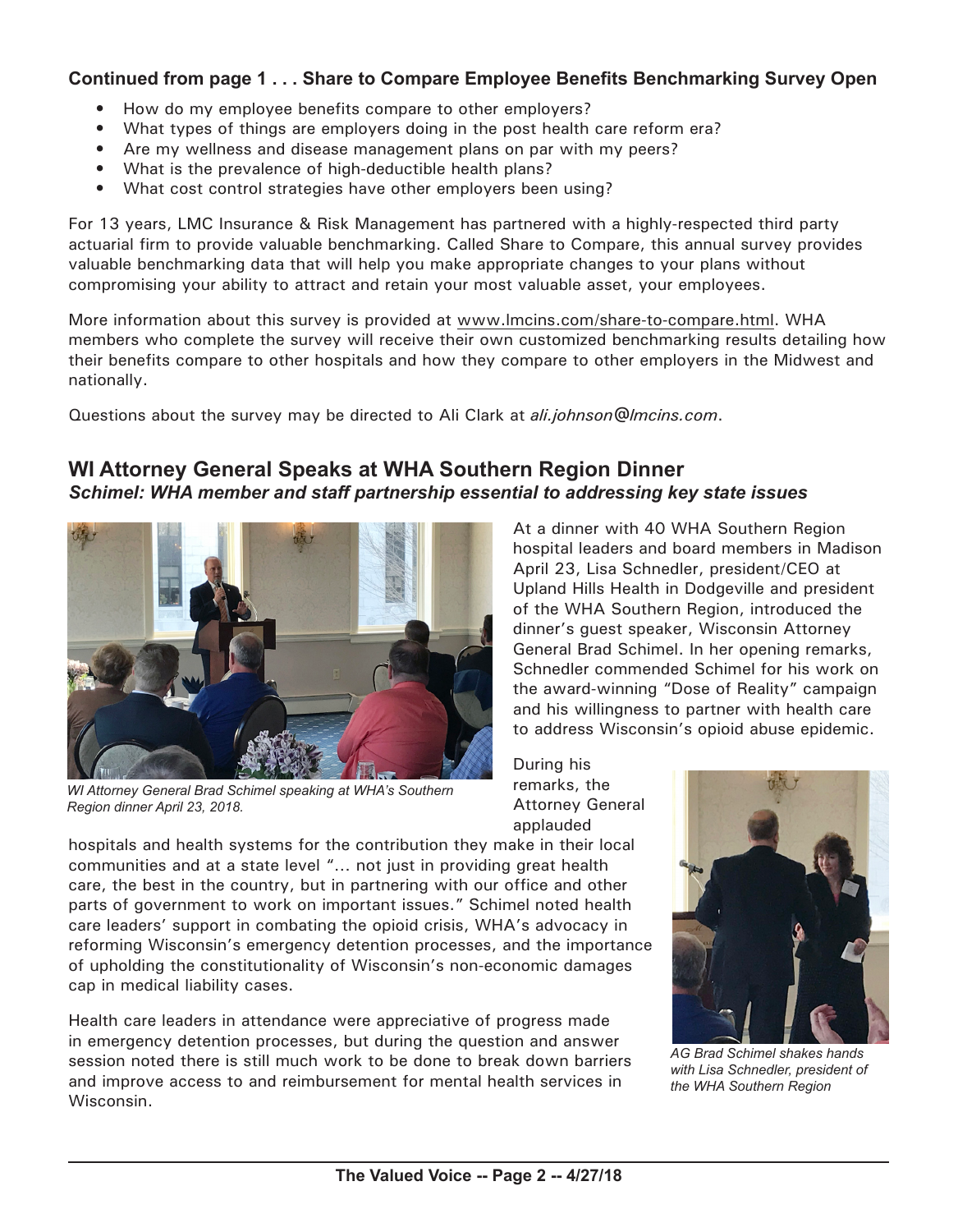**Continued from page 1 . . . Share to Compare Employee Benefits Benchmarking Survey Open**

- How do my employee benefits compare to other employers?
- What types of things are employers doing in the post health care reform era?
- Are my wellness and disease management plans on par with my peers?
- What is the prevalence of high-deductible health plans?
- What cost control strategies have other employers been using?

For 13 years, LMC Insurance & Risk Management has partnered with a highly-respected third party actuarial firm to provide valuable benchmarking. Called Share to Compare, this annual survey provides valuable benchmarking data that will help you make appropriate changes to your plans without compromising your ability to attract and retain your most valuable asset, your employees.

More information about this survey is provided at www.lmcins.com/share-to-compare.html. WHA members who complete the survey will receive their own customized benchmarking results detailing how their benefits compare to other hospitals and how they compare to other employers in the Midwest and nationally.

Questions about the survey may be directed to Ali Clark at *ali.johnson@lmcins.com*.

## WI Attorney General Speaks at WHA Southern Region Dinner

***Schimel: WHA member and staff partnership essential to addressing key state issues***

*WI Attorney General Brad Schimel speaking at WHA's Southern Region dinner April 23, 2018.*

At a dinner with 40 WHA Southern Region hospital leaders and board members in Madison April 23, Lisa Schnedler, president/CEO at Upland Hills Health in Dodgeville and president of the WHA Southern Region, introduced the dinner's guest speaker, Wisconsin Attorney General Brad Schimel. In her opening remarks, Schnedler commended Schimel for his work on the award-winning "Dose of Reality" campaign and his willingness to partner with health care to address Wisconsin's opioid abuse epidemic.

During his remarks, the Attorney General applauded hospitals and health systems for the contribution they make in their local communities and at a state level "… not just in providing great health care, the best in the country, but in partnering with our office and other parts of government to work on important issues." Schimel noted health care leaders' support in combating the opioid crisis, WHA's advocacy in reforming Wisconsin's emergency detention processes, and the importance of upholding the constitutionality of Wisconsin's non-economic damages cap in medical liability cases.

*AG Brad Schimel shakes hands with Lisa Schnedler, president of the WHA Southern Region*

Health care leaders in attendance were appreciative of progress made in emergency detention processes, but during the question and answer session noted there is still much work to be done to break down barriers and improve access to and reimbursement for mental health services in Wisconsin.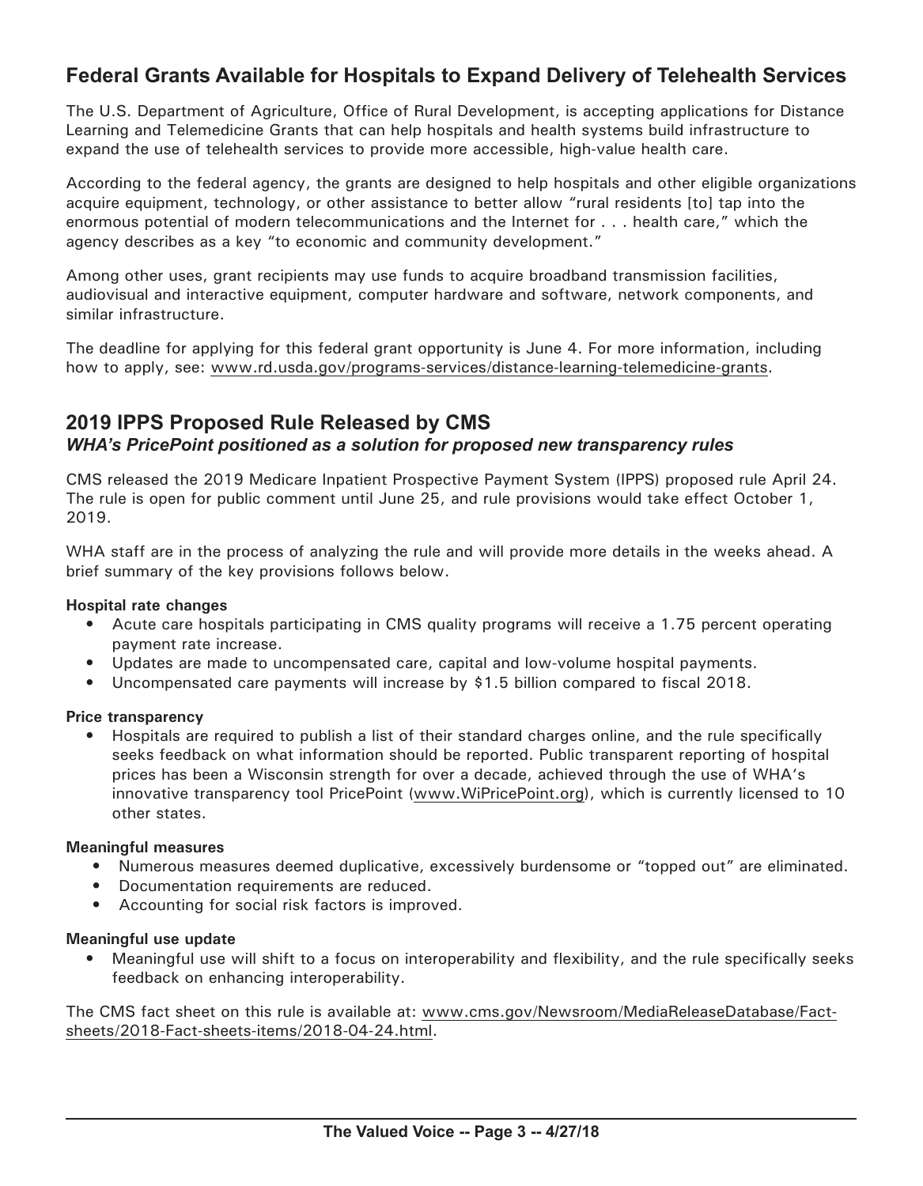## Federal Grants Available for Hospitals to Expand Delivery of Telehealth Services

The U.S. Department of Agriculture, Office of Rural Development, is accepting applications for Distance Learning and Telemedicine Grants that can help hospitals and health systems build infrastructure to expand the use of telehealth services to provide more accessible, high-value health care.

According to the federal agency, the grants are designed to help hospitals and other eligible organizations acquire equipment, technology, or other assistance to better allow "rural residents [to] tap into the enormous potential of modern telecommunications and the Internet for . . . health care," which the agency describes as a key "to economic and community development."

Among other uses, grant recipients may use funds to acquire broadband transmission facilities, audiovisual and interactive equipment, computer hardware and software, network components, and similar infrastructure.

The deadline for applying for this federal grant opportunity is June 4. For more information, including how to apply, see: www.rd.usda.gov/programs-services/distance-learning-telemedicine-grants.

## 2019 IPPS Proposed Rule Released by CMS

### *WHA's PricePoint positioned as a solution for proposed new transparency rules*

CMS released the 2019 Medicare Inpatient Prospective Payment System (IPPS) proposed rule April 24. The rule is open for public comment until June 25, and rule provisions would take effect October 1, 2019.

WHA staff are in the process of analyzing the rule and will provide more details in the weeks ahead. A brief summary of the key provisions follows below.

**Hospital rate changes**

- Acute care hospitals participating in CMS quality programs will receive a 1.75 percent operating payment rate increase.
- Updates are made to uncompensated care, capital and low-volume hospital payments.
- Uncompensated care payments will increase by $1.5 billion compared to fiscal 2018.

**Price transparency**

- Hospitals are required to publish a list of their standard charges online, and the rule specifically seeks feedback on what information should be reported. Public transparent reporting of hospital prices has been a Wisconsin strength for over a decade, achieved through the use of WHA's innovative transparency tool PricePoint (www.WiPricePoint.org), which is currently licensed to 10 other states.

**Meaningful measures**

- Numerous measures deemed duplicative, excessively burdensome or "topped out" are eliminated.
- Documentation requirements are reduced.
- Accounting for social risk factors is improved.

**Meaningful use update**

- Meaningful use will shift to a focus on interoperability and flexibility, and the rule specifically seeks feedback on enhancing interoperability.

The CMS fact sheet on this rule is available at: www.cms.gov/Newsroom/MediaReleaseDatabase/Fact-sheets/2018-Fact-sheets-items/2018-04-24.html.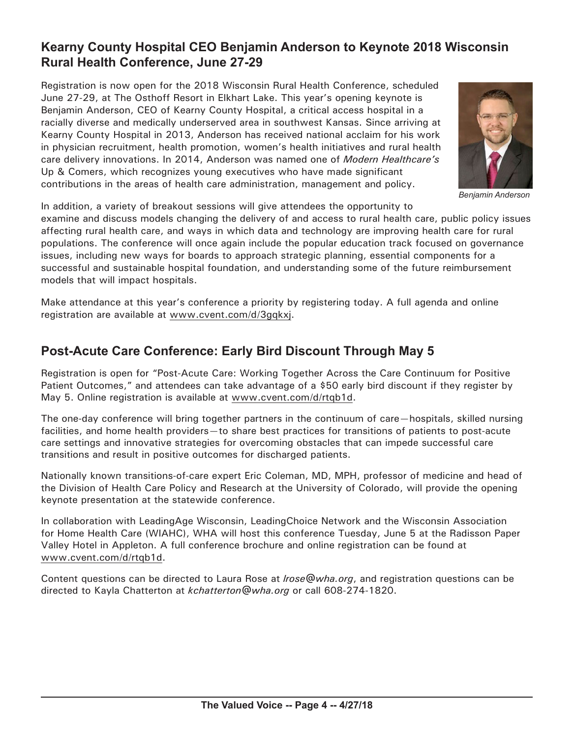## Kearny County Hospital CEO Benjamin Anderson to Keynote 2018 Wisconsin Rural Health Conference, June 27-29

Registration is now open for the 2018 Wisconsin Rural Health Conference, scheduled June 27-29, at The Osthoff Resort in Elkhart Lake. This year's opening keynote is Benjamin Anderson, CEO of Kearny County Hospital, a critical access hospital in a racially diverse and medically underserved area in southwest Kansas. Since arriving at Kearny County Hospital in 2013, Anderson has received national acclaim for his work in physician recruitment, health promotion, women's health initiatives and rural health care delivery innovations. In 2014, Anderson was named one of *Modern Healthcare's* Up & Comers, which recognizes young executives who have made significant contributions in the areas of health care administration, management and policy.

*Benjamin Anderson*

In addition, a variety of breakout sessions will give attendees the opportunity to examine and discuss models changing the delivery of and access to rural health care, public policy issues affecting rural health care, and ways in which data and technology are improving health care for rural populations. The conference will once again include the popular education track focused on governance issues, including new ways for boards to approach strategic planning, essential components for a successful and sustainable hospital foundation, and understanding some of the future reimbursement models that will impact hospitals.

Make attendance at this year's conference a priority by registering today. A full agenda and online registration are available at www.cvent.com/d/3gqkxj.

## Post-Acute Care Conference: Early Bird Discount Through May 5

Registration is open for "Post-Acute Care: Working Together Across the Care Continuum for Positive Patient Outcomes," and attendees can take advantage of a $50 early bird discount if they register by May 5. Online registration is available at www.cvent.com/d/rtqb1d.

The one-day conference will bring together partners in the continuum of care—hospitals, skilled nursing facilities, and home health providers—to share best practices for transitions of patients to post-acute care settings and innovative strategies for overcoming obstacles that can impede successful care transitions and result in positive outcomes for discharged patients.

Nationally known transitions-of-care expert Eric Coleman, MD, MPH, professor of medicine and head of the Division of Health Care Policy and Research at the University of Colorado, will provide the opening keynote presentation at the statewide conference.

In collaboration with LeadingAge Wisconsin, LeadingChoice Network and the Wisconsin Association for Home Health Care (WIAHC), WHA will host this conference Tuesday, June 5 at the Radisson Paper Valley Hotel in Appleton. A full conference brochure and online registration can be found at www.cvent.com/d/rtqb1d.

Content questions can be directed to Laura Rose at *lrose@wha.org*, and registration questions can be directed to Kayla Chatterton at *kchatterton@wha.org* or call 608-274-1820.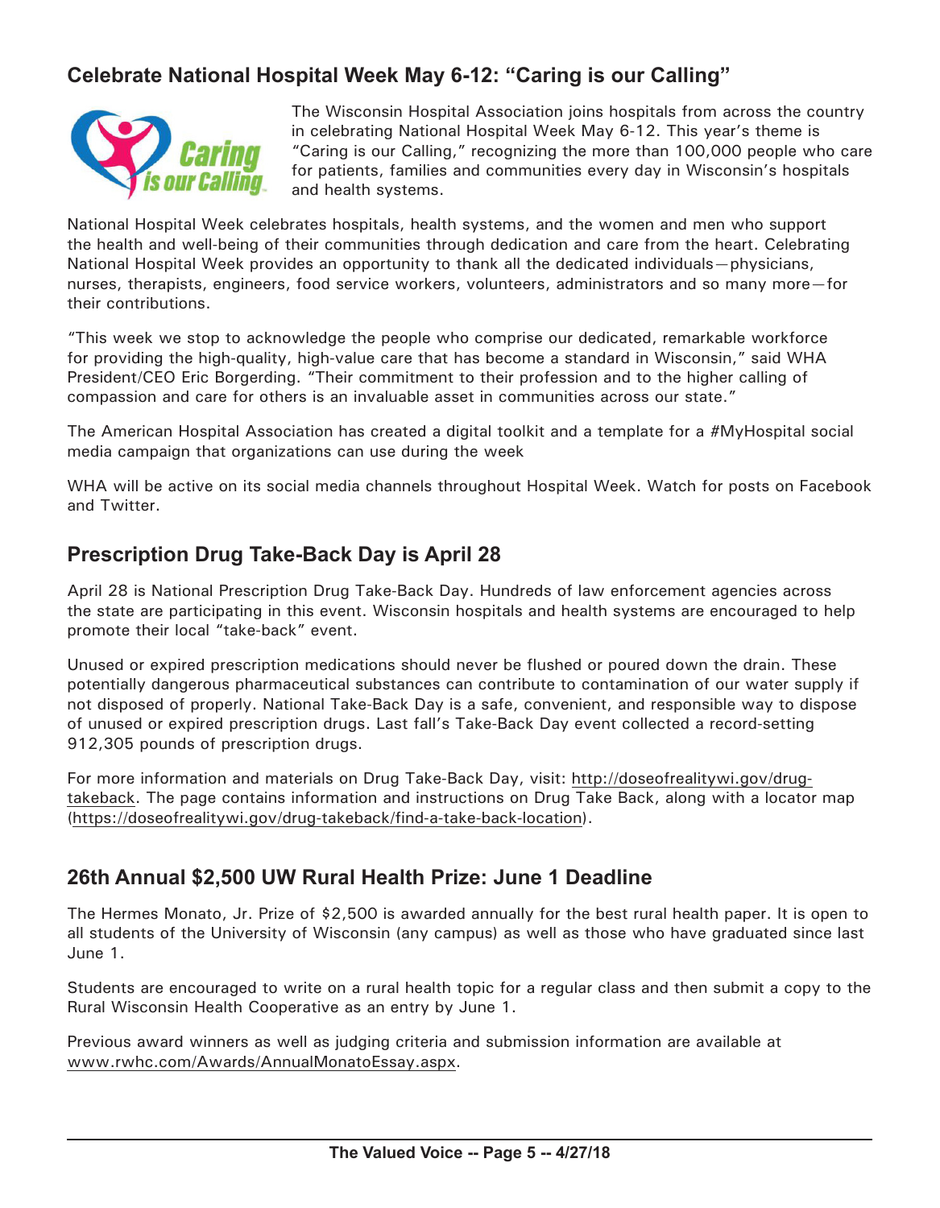## Celebrate National Hospital Week May 6-12: "Caring is our Calling"

The Wisconsin Hospital Association joins hospitals from across the country in celebrating National Hospital Week May 6-12. This year's theme is "Caring is our Calling," recognizing the more than 100,000 people who care for patients, families and communities every day in Wisconsin's hospitals and health systems.

National Hospital Week celebrates hospitals, health systems, and the women and men who support the health and well-being of their communities through dedication and care from the heart. Celebrating National Hospital Week provides an opportunity to thank all the dedicated individuals—physicians, nurses, therapists, engineers, food service workers, volunteers, administrators and so many more—for their contributions.

"This week we stop to acknowledge the people who comprise our dedicated, remarkable workforce for providing the high-quality, high-value care that has become a standard in Wisconsin," said WHA President/CEO Eric Borgerding. "Their commitment to their profession and to the higher calling of compassion and care for others is an invaluable asset in communities across our state."

The American Hospital Association has created a digital toolkit and a template for a #MyHospital social media campaign that organizations can use during the week

WHA will be active on its social media channels throughout Hospital Week. Watch for posts on Facebook and Twitter.

## Prescription Drug Take-Back Day is April 28

April 28 is National Prescription Drug Take-Back Day. Hundreds of law enforcement agencies across the state are participating in this event. Wisconsin hospitals and health systems are encouraged to help promote their local "take-back" event.

Unused or expired prescription medications should never be flushed or poured down the drain. These potentially dangerous pharmaceutical substances can contribute to contamination of our water supply if not disposed of properly. National Take-Back Day is a safe, convenient, and responsible way to dispose of unused or expired prescription drugs. Last fall's Take-Back Day event collected a record-setting 912,305 pounds of prescription drugs.

For more information and materials on Drug Take-Back Day, visit: http://doseofrealitywi.gov/drug-takeback. The page contains information and instructions on Drug Take Back, along with a locator map (https://doseofrealitywi.gov/drug-takeback/find-a-take-back-location).

## 26th Annual $2,500 UW Rural Health Prize: June 1 Deadline

The Hermes Monato, Jr. Prize of $2,500 is awarded annually for the best rural health paper. It is open to all students of the University of Wisconsin (any campus) as well as those who have graduated since last June 1.

Students are encouraged to write on a rural health topic for a regular class and then submit a copy to the Rural Wisconsin Health Cooperative as an entry by June 1.

Previous award winners as well as judging criteria and submission information are available at www.rwhc.com/Awards/AnnualMonatoEssay.aspx.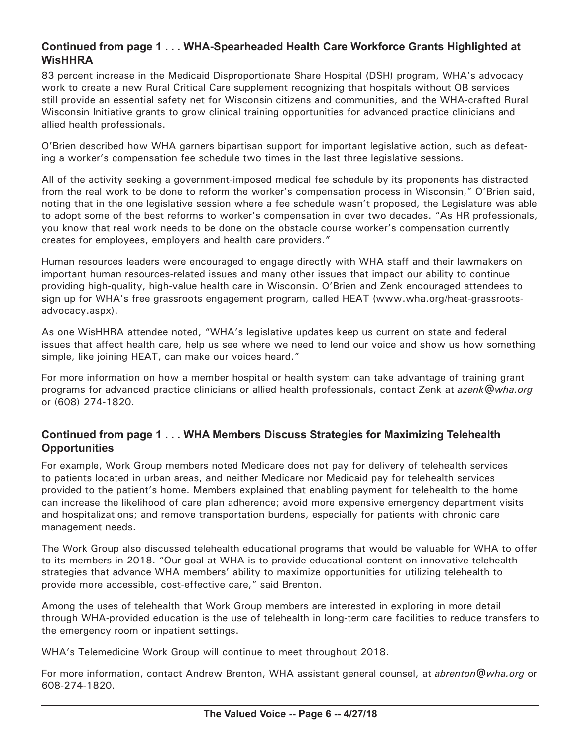## Continued from page 1 . . . WHA-Spearheaded Health Care Workforce Grants Highlighted at WisHHRA

83 percent increase in the Medicaid Disproportionate Share Hospital (DSH) program, WHA's advocacy work to create a new Rural Critical Care supplement recognizing that hospitals without OB services still provide an essential safety net for Wisconsin citizens and communities, and the WHA-crafted Rural Wisconsin Initiative grants to grow clinical training opportunities for advanced practice clinicians and allied health professionals.

O'Brien described how WHA garners bipartisan support for important legislative action, such as defeating a worker's compensation fee schedule two times in the last three legislative sessions.

All of the activity seeking a government-imposed medical fee schedule by its proponents has distracted from the real work to be done to reform the worker's compensation process in Wisconsin," O'Brien said, noting that in the one legislative session where a fee schedule wasn't proposed, the Legislature was able to adopt some of the best reforms to worker's compensation in over two decades. "As HR professionals, you know that real work needs to be done on the obstacle course worker's compensation currently creates for employees, employers and health care providers."

Human resources leaders were encouraged to engage directly with WHA staff and their lawmakers on important human resources-related issues and many other issues that impact our ability to continue providing high-quality, high-value health care in Wisconsin. O'Brien and Zenk encouraged attendees to sign up for WHA's free grassroots engagement program, called HEAT (www.wha.org/heat-grassroots-advocacy.aspx).

As one WisHHRA attendee noted, "WHA's legislative updates keep us current on state and federal issues that affect health care, help us see where we need to lend our voice and show us how something simple, like joining HEAT, can make our voices heard."

For more information on how a member hospital or health system can take advantage of training grant programs for advanced practice clinicians or allied health professionals, contact Zenk at *azenk@wha.org* or (608) 274-1820.

## Continued from page 1 . . . WHA Members Discuss Strategies for Maximizing Telehealth Opportunities

For example, Work Group members noted Medicare does not pay for delivery of telehealth services to patients located in urban areas, and neither Medicare nor Medicaid pay for telehealth services provided to the patient's home. Members explained that enabling payment for telehealth to the home can increase the likelihood of care plan adherence; avoid more expensive emergency department visits and hospitalizations; and remove transportation burdens, especially for patients with chronic care management needs.

The Work Group also discussed telehealth educational programs that would be valuable for WHA to offer to its members in 2018. "Our goal at WHA is to provide educational content on innovative telehealth strategies that advance WHA members' ability to maximize opportunities for utilizing telehealth to provide more accessible, cost-effective care," said Brenton.

Among the uses of telehealth that Work Group members are interested in exploring in more detail through WHA-provided education is the use of telehealth in long-term care facilities to reduce transfers to the emergency room or inpatient settings.

WHA's Telemedicine Work Group will continue to meet throughout 2018.

For more information, contact Andrew Brenton, WHA assistant general counsel, at *abrenton@wha.org* or 608-274-1820.